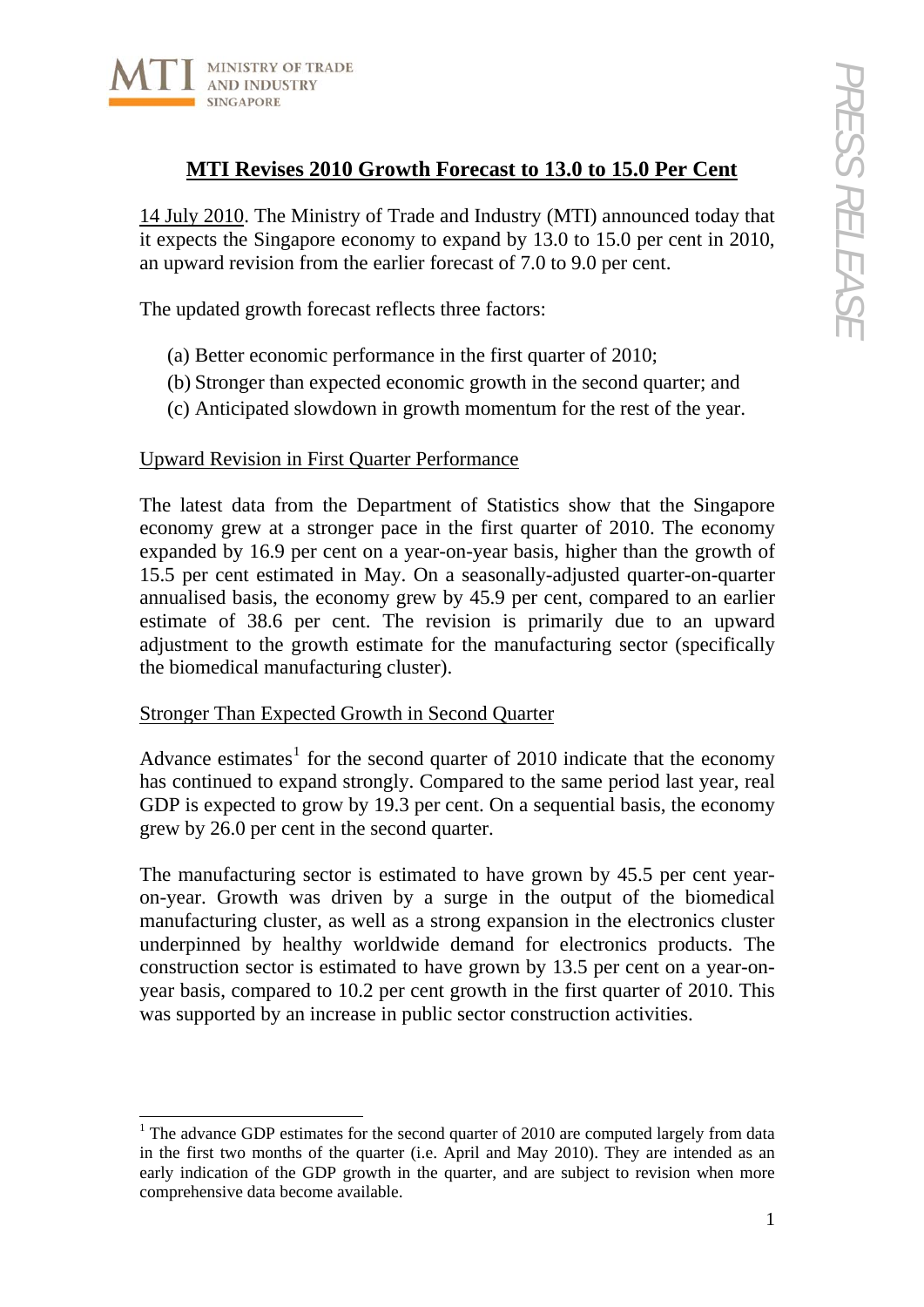MTI MINISTRY OF TRADE AND INDUSTRY SINGAPORE

PRESS RELEASE

# MTI Revises 2010 Growth Forecast to 13.0 to 15.0 Per Cent

14 July 2010. The Ministry of Trade and Industry (MTI) announced today that it expects the Singapore economy to expand by 13.0 to 15.0 per cent in 2010, an upward revision from the earlier forecast of 7.0 to 9.0 per cent.

The updated growth forecast reflects three factors:

(a) Better economic performance in the first quarter of 2010;
(b) Stronger than expected economic growth in the second quarter; and
(c) Anticipated slowdown in growth momentum for the rest of the year.

## Upward Revision in First Quarter Performance

The latest data from the Department of Statistics show that the Singapore economy grew at a stronger pace in the first quarter of 2010. The economy expanded by 16.9 per cent on a year-on-year basis, higher than the growth of 15.5 per cent estimated in May. On a seasonally-adjusted quarter-on-quarter annualised basis, the economy grew by 45.9 per cent, compared to an earlier estimate of 38.6 per cent. The revision is primarily due to an upward adjustment to the growth estimate for the manufacturing sector (specifically the biomedical manufacturing cluster).

## Stronger Than Expected Growth in Second Quarter

Advance estimates[1] for the second quarter of 2010 indicate that the economy has continued to expand strongly. Compared to the same period last year, real GDP is expected to grow by 19.3 per cent. On a sequential basis, the economy grew by 26.0 per cent in the second quarter.

The manufacturing sector is estimated to have grown by 45.5 per cent year-on-year. Growth was driven by a surge in the output of the biomedical manufacturing cluster, as well as a strong expansion in the electronics cluster underpinned by healthy worldwide demand for electronics products. The construction sector is estimated to have grown by 13.5 per cent on a year-on-year basis, compared to 10.2 per cent growth in the first quarter of 2010. This was supported by an increase in public sector construction activities.

[1] The advance GDP estimates for the second quarter of 2010 are computed largely from data in the first two months of the quarter (i.e. April and May 2010). They are intended as an early indication of the GDP growth in the quarter, and are subject to revision when more comprehensive data become available.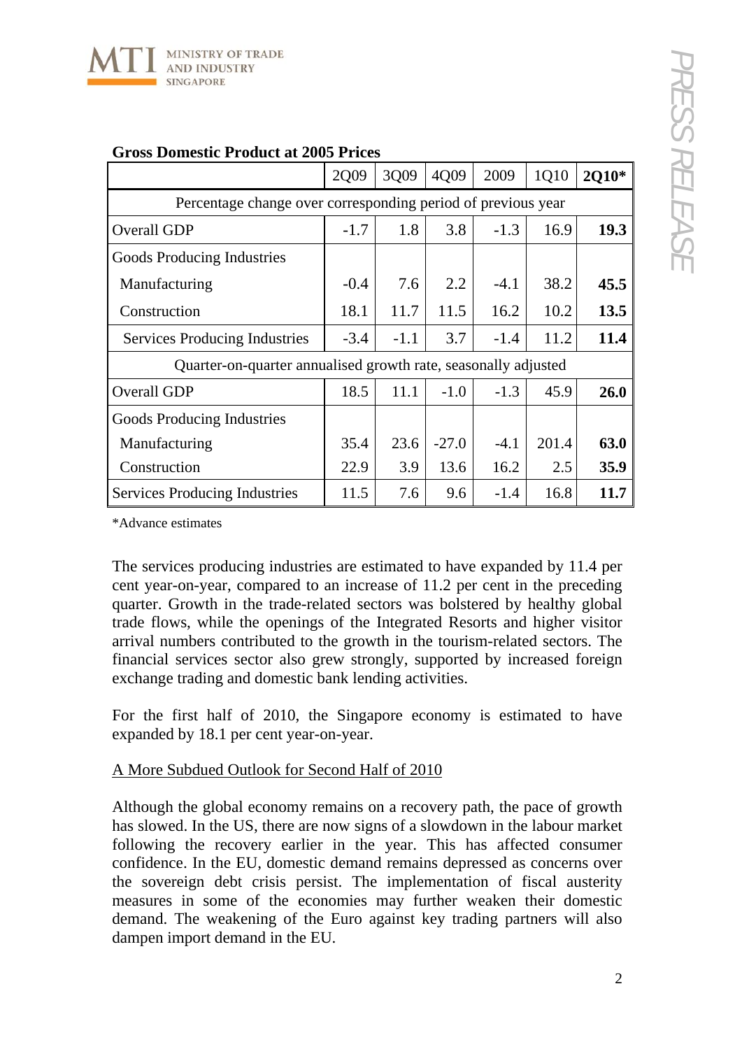**Gross Domestic Product at 2005 Prices**

| | 2Q09 | 3Q09 | 4Q09 | 2009 | 1Q10 | **2Q10*** |
|---|---|---|---|---|---|---|
| Percentage change over corresponding period of previous year | | | | | | |
| Overall GDP | -1.7 | 1.8 | 3.8 | -1.3 | 16.9 | **19.3** |
| Goods Producing Industries | | | | | | |
| Manufacturing | -0.4 | 7.6 | 2.2 | -4.1 | 38.2 | **45.5** |
| Construction | 18.1 | 11.7 | 11.5 | 16.2 | 10.2 | **13.5** |
| Services Producing Industries | -3.4 | -1.1 | 3.7 | -1.4 | 11.2 | **11.4** |
| Quarter-on-quarter annualised growth rate, seasonally adjusted | | | | | | |
| Overall GDP | 18.5 | 11.1 | -1.0 | -1.3 | 45.9 | **26.0** |
| Goods Producing Industries | | | | | | |
| Manufacturing | 35.4 | 23.6 | -27.0 | -4.1 | 201.4 | **63.0** |
| Construction | 22.9 | 3.9 | 13.6 | 16.2 | 2.5 | **35.9** |
| Services Producing Industries | 11.5 | 7.6 | 9.6 | -1.4 | 16.8 | **11.7** |

*Advance estimates

The services producing industries are estimated to have expanded by 11.4 per cent year-on-year, compared to an increase of 11.2 per cent in the preceding quarter. Growth in the trade-related sectors was bolstered by healthy global trade flows, while the openings of the Integrated Resorts and higher visitor arrival numbers contributed to the growth in the tourism-related sectors. The financial services sector also grew strongly, supported by increased foreign exchange trading and domestic bank lending activities.

For the first half of 2010, the Singapore economy is estimated to have expanded by 18.1 per cent year-on-year.

## A More Subdued Outlook for Second Half of 2010

Although the global economy remains on a recovery path, the pace of growth has slowed. In the US, there are now signs of a slowdown in the labour market following the recovery earlier in the year. This has affected consumer confidence. In the EU, domestic demand remains depressed as concerns over the sovereign debt crisis persist. The implementation of fiscal austerity measures in some of the economies may further weaken their domestic demand. The weakening of the Euro against key trading partners will also dampen import demand in the EU.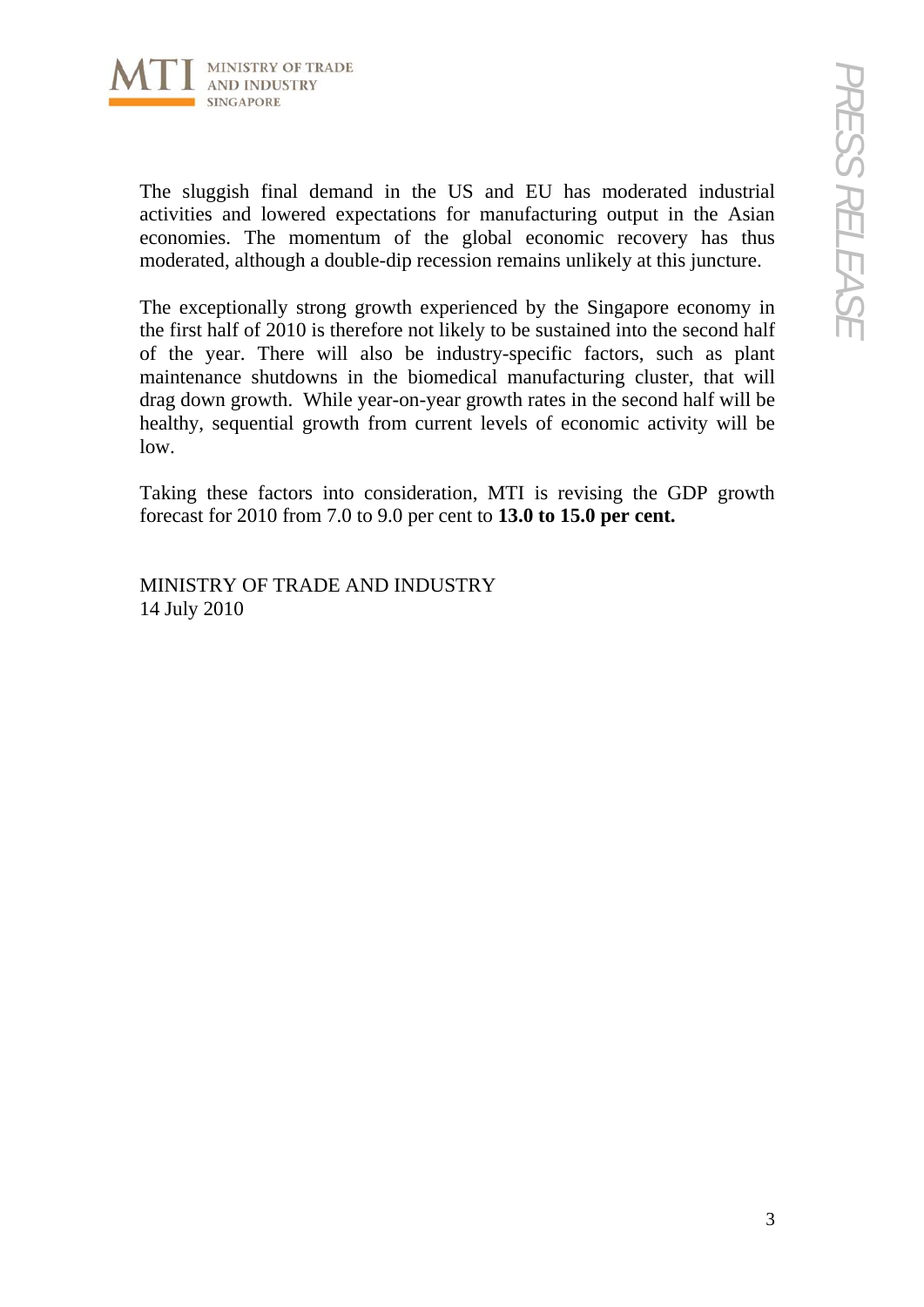The sluggish final demand in the US and EU has moderated industrial activities and lowered expectations for manufacturing output in the Asian economies. The momentum of the global economic recovery has thus moderated, although a double-dip recession remains unlikely at this juncture.

The exceptionally strong growth experienced by the Singapore economy in the first half of 2010 is therefore not likely to be sustained into the second half of the year. There will also be industry-specific factors, such as plant maintenance shutdowns in the biomedical manufacturing cluster, that will drag down growth. While year-on-year growth rates in the second half will be healthy, sequential growth from current levels of economic activity will be low.

Taking these factors into consideration, MTI is revising the GDP growth forecast for 2010 from 7.0 to 9.0 per cent to **13.0 to 15.0 per cent.**

MINISTRY OF TRADE AND INDUSTRY
14 July 2010